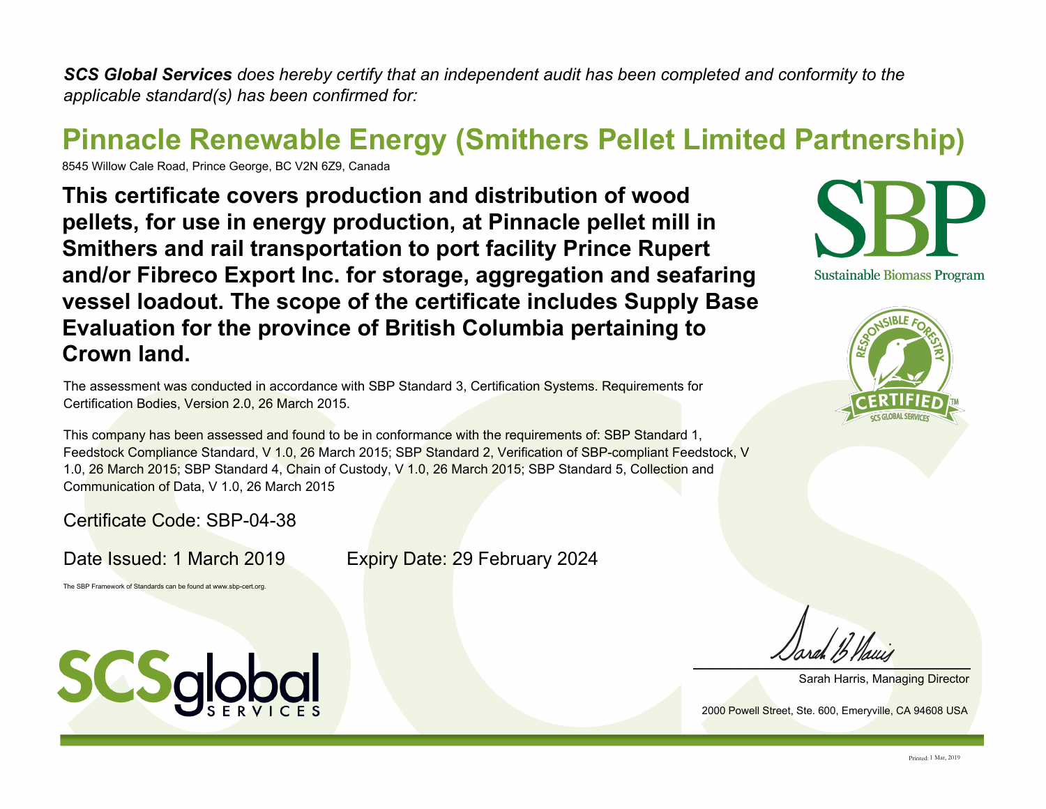***SCS Global Services** does hereby certify that an independent audit has been completed and conformity to the applicable standard(s) has been confirmed for:*

# Pinnacle Renewable Energy (Smithers Pellet Limited Partnership)

8545 Willow Cale Road, Prince George, BC V2N 6Z9, Canada

## This certificate covers production and distribution of wood pellets, for use in energy production, at Pinnacle pellet mill in Smithers and rail transportation to port facility Prince Rupert and/or Fibreco Export Inc. for storage, aggregation and seafaring vessel loadout. The scope of the certificate includes Supply Base Evaluation for the province of British Columbia pertaining to Crown land.

SBP

Sustainable Biomass Program

RESPONSIBLE FORESTRY CERTIFIED™ SCS GLOBAL SERVICES

The assessment was conducted in accordance with SBP Standard 3, Certification Systems. Requirements for Certification Bodies, Version 2.0, 26 March 2015.

This company has been assessed and found to be in conformance with the requirements of: SBP Standard 1, Feedstock Compliance Standard, V 1.0, 26 March 2015; SBP Standard 2, Verification of SBP-compliant Feedstock, V 1.0, 26 March 2015; SBP Standard 4, Chain of Custody, V 1.0, 26 March 2015; SBP Standard 5, Collection and Communication of Data, V 1.0, 26 March 2015

Certificate Code: SBP-04-38

Date Issued: 1 March 2019 Expiry Date: 29 February 2024

The SBP Framework of Standards can be found at www.sbp-cert.org.

SCSglobal SERVICES

Sarah Harris, Managing Director

2000 Powell Street, Ste. 600, Emeryville, CA 94608 USA

Printed: 1 Mar, 2019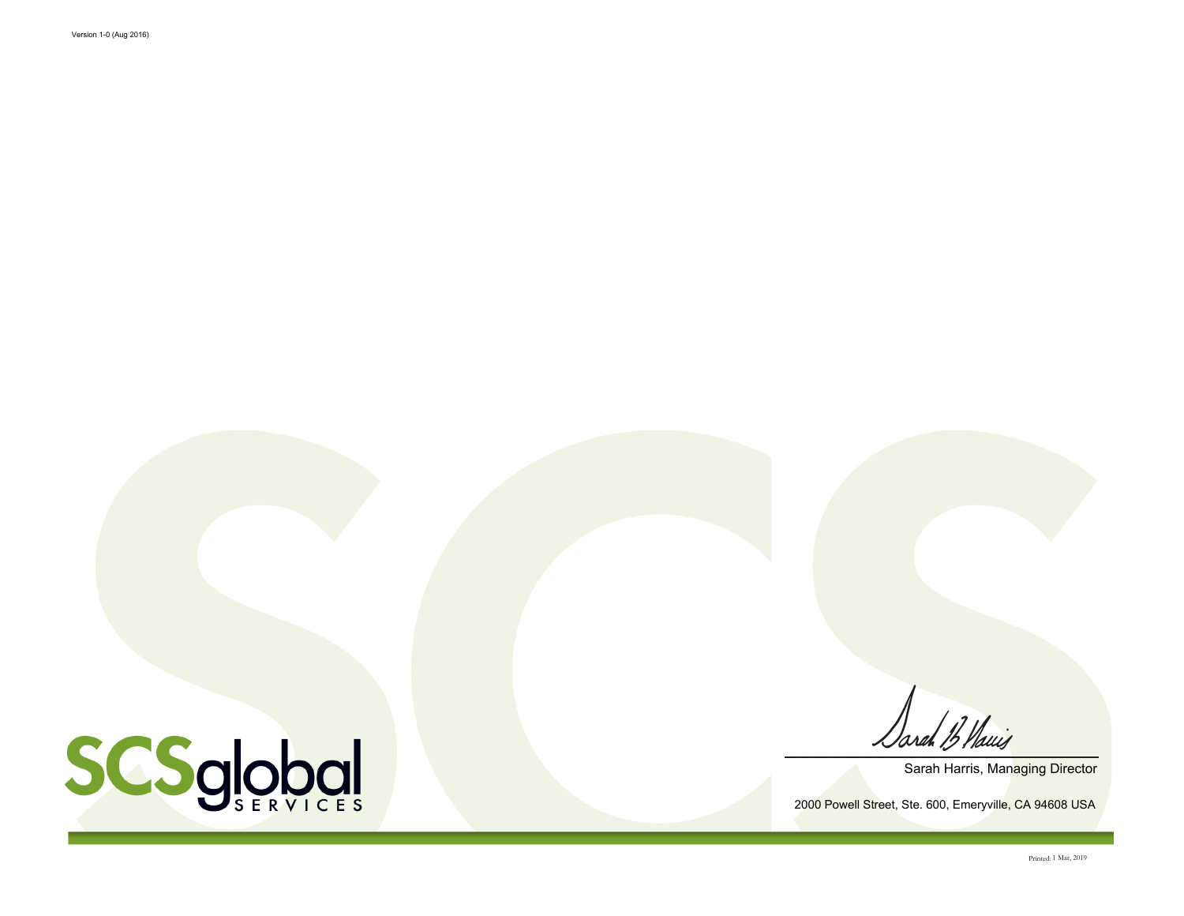Version 1-0 (Aug 2016)

SCSglobal SERVICES

Sarah Harris, Managing Director

2000 Powell Street, Ste. 600, Emeryville, CA 94608 USA

Printed: 1 Mar, 2019